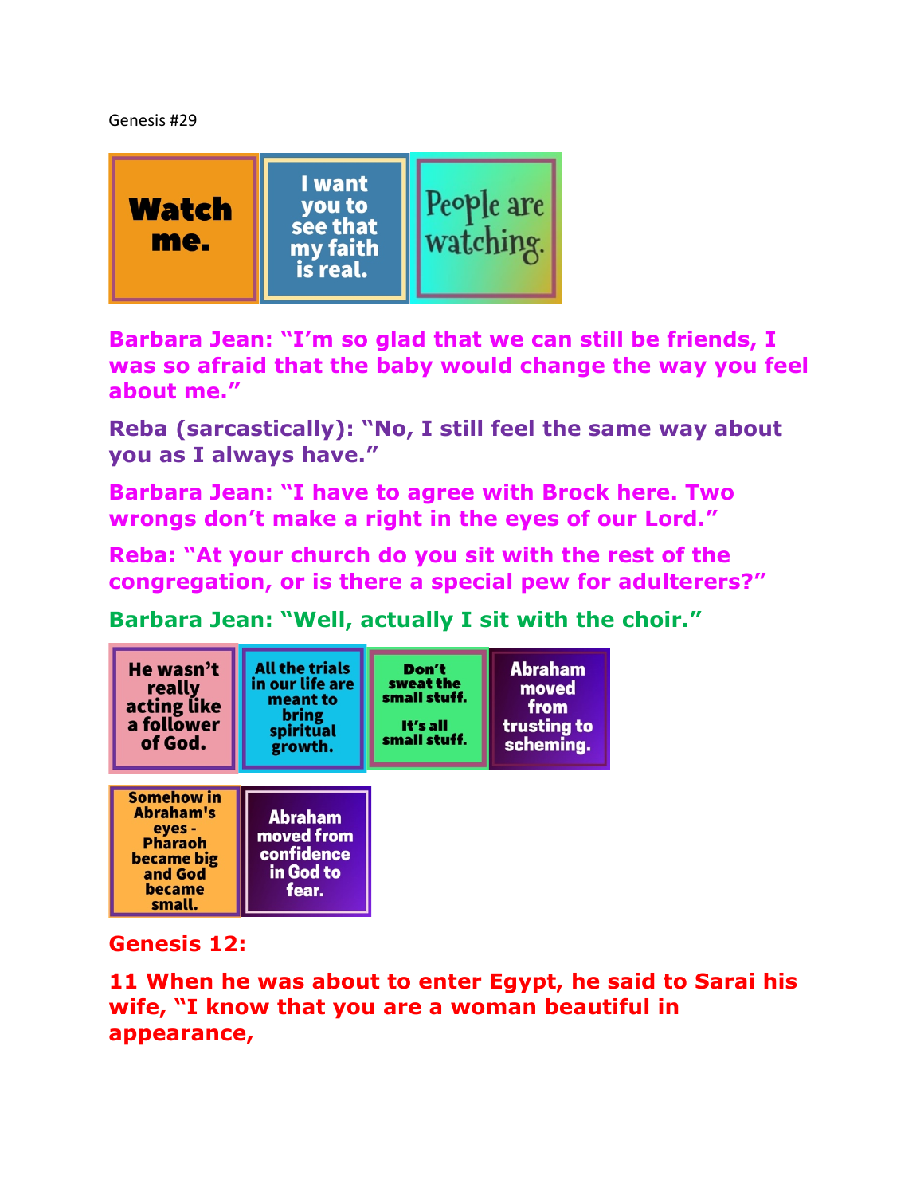Genesis #29

Watch me.

I want you to see that my faith is real.

People are watching.

**Barbara Jean: "I'm so glad that we can still be friends, I was so afraid that the baby would change the way you feel about me."**

**Reba (sarcastically): "No, I still feel the same way about you as I always have."**

**Barbara Jean: "I have to agree with Brock here. Two wrongs don't make a right in the eyes of our Lord."**

**Reba: "At your church do you sit with the rest of the congregation, or is there a special pew for adulterers?"**

**Barbara Jean: "Well, actually I sit with the choir."**

He wasn't really acting like a follower of God.

All the trials in our life are meant to bring spiritual growth.

Don't sweat the small stuff.

It's all small stuff.

Abraham moved from trusting to scheming.

Somehow in Abraham's eyes - Pharaoh became big and God became small.

Abraham moved from confidence in God to fear.

**Genesis 12:**

**11 When he was about to enter Egypt, he said to Sarai his wife, "I know that you are a woman beautiful in appearance,**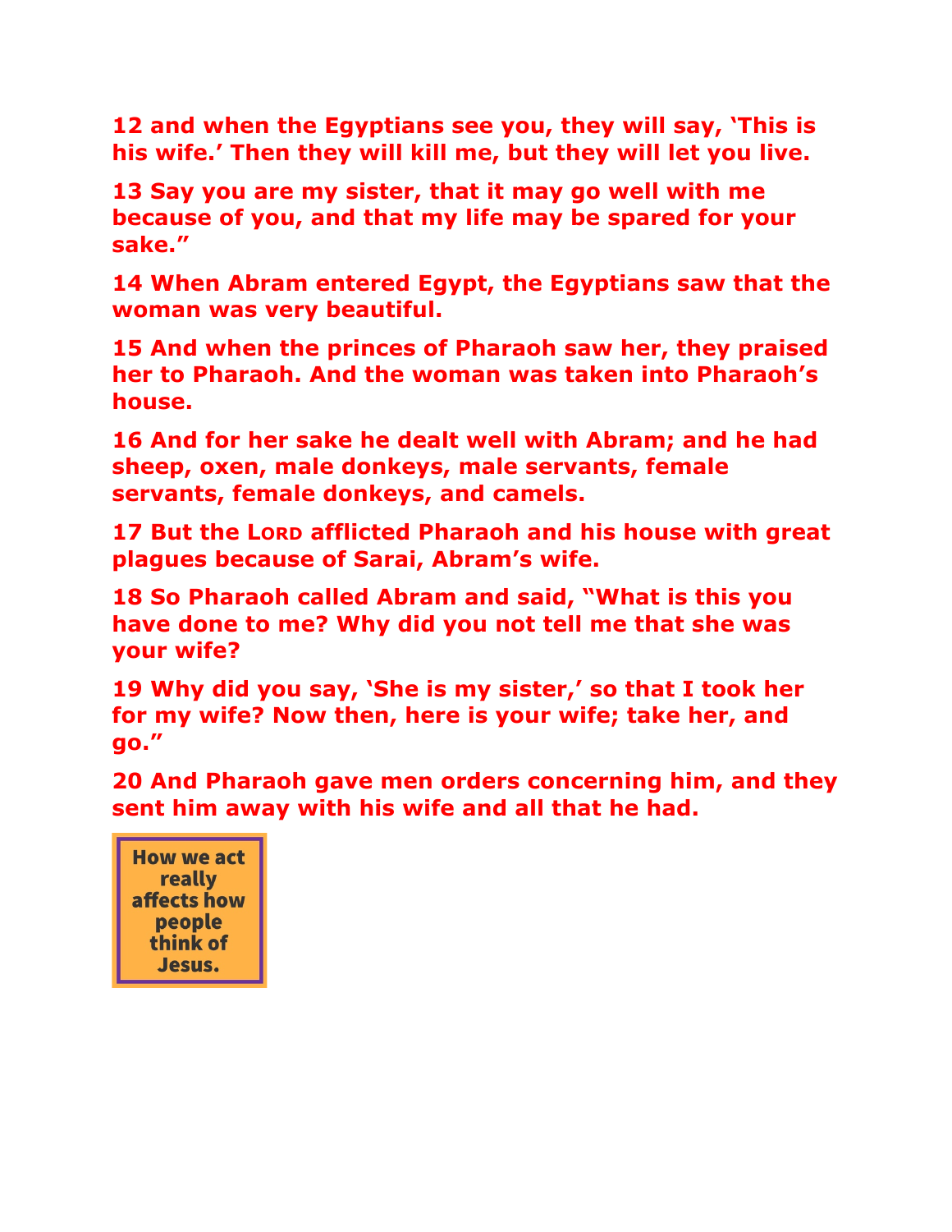**12 and when the Egyptians see you, they will say, 'This is his wife.' Then they will kill me, but they will let you live.**

**13 Say you are my sister, that it may go well with me because of you, and that my life may be spared for your sake."**

**14 When Abram entered Egypt, the Egyptians saw that the woman was very beautiful.**

**15 And when the princes of Pharaoh saw her, they praised her to Pharaoh. And the woman was taken into Pharaoh's house.**

**16 And for her sake he dealt well with Abram; and he had sheep, oxen, male donkeys, male servants, female servants, female donkeys, and camels.**

**17 But the LORD afflicted Pharaoh and his house with great plagues because of Sarai, Abram's wife.**

**18 So Pharaoh called Abram and said, "What is this you have done to me? Why did you not tell me that she was your wife?**

**19 Why did you say, 'She is my sister,' so that I took her for my wife? Now then, here is your wife; take her, and go."**

**20 And Pharaoh gave men orders concerning him, and they sent him away with his wife and all that he had.**

**How we act really affects how people think of Jesus.**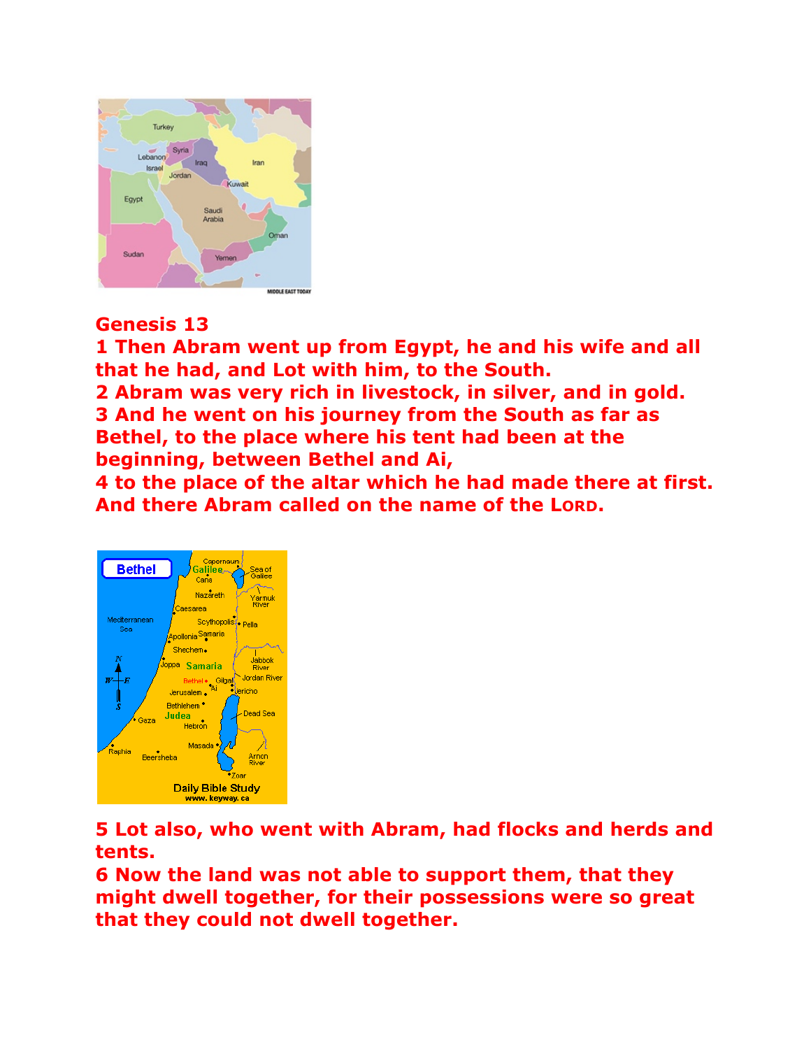**Genesis 13**

**1 Then Abram went up from Egypt, he and his wife and all that he had, and Lot with him, to the South.**
**2 Abram was very rich in livestock, in silver, and in gold.**
**3 And he went on his journey from the South as far as Bethel, to the place where his tent had been at the beginning, between Bethel and Ai,**
**4 to the place of the altar which he had made there at first. And there Abram called on the name of the LORD.**

**5 Lot also, who went with Abram, had flocks and herds and tents.**
**6 Now the land was not able to support them, that they might dwell together, for their possessions were so great that they could not dwell together.**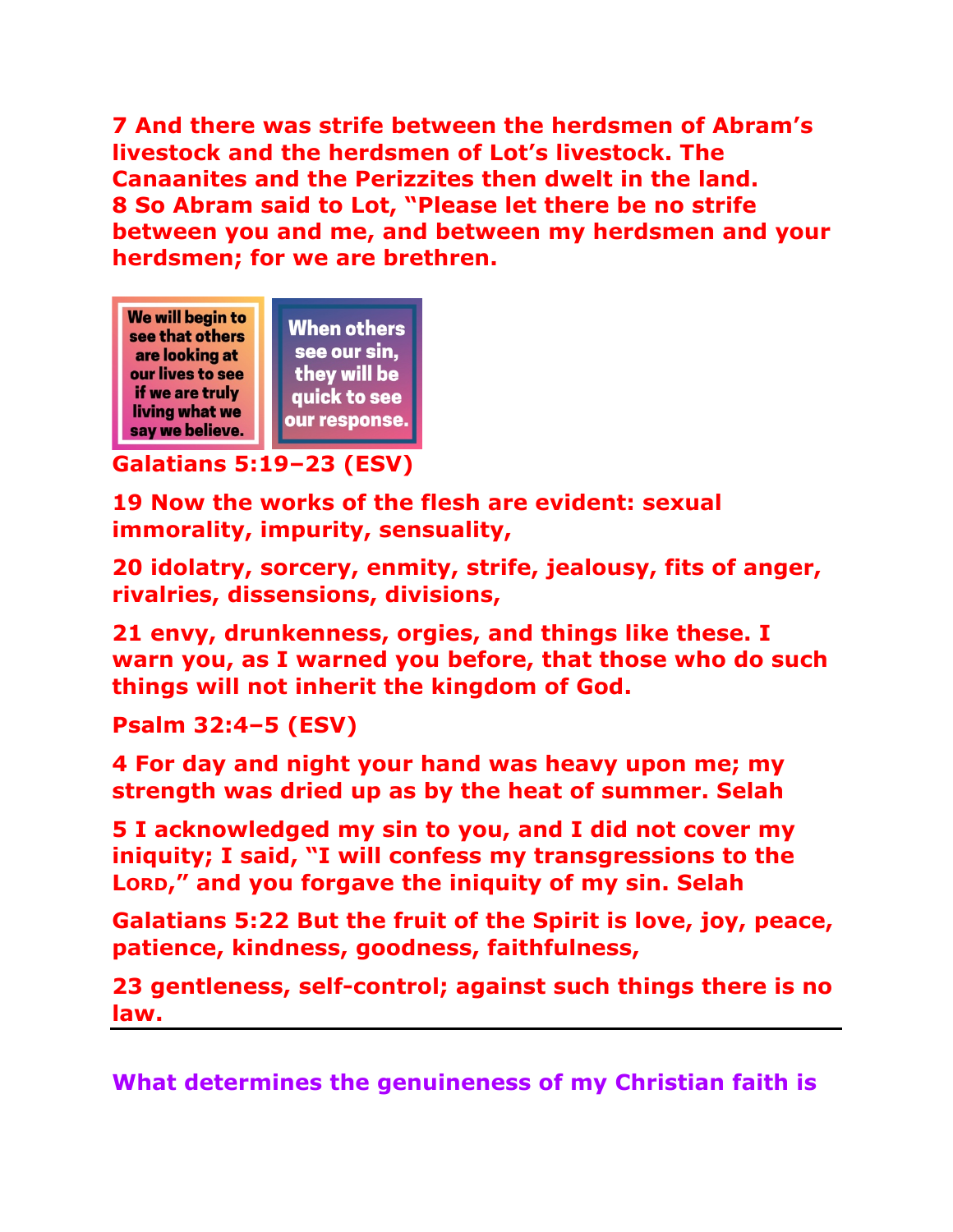**7 And there was strife between the herdsmen of Abram's livestock and the herdsmen of Lot's livestock. The Canaanites and the Perizzites then dwelt in the land.**
**8 So Abram said to Lot, "Please let there be no strife between you and me, and between my herdsmen and your herdsmen; for we are brethren.**

**We will begin to see that others are looking at our lives to see if we are truly living what we say we believe.**

**When others see our sin, they will be quick to see our response.**

**Galatians 5:19–23 (ESV)**

**19 Now the works of the flesh are evident: sexual immorality, impurity, sensuality,**

**20 idolatry, sorcery, enmity, strife, jealousy, fits of anger, rivalries, dissensions, divisions,**

**21 envy, drunkenness, orgies, and things like these. I warn you, as I warned you before, that those who do such things will not inherit the kingdom of God.**

**Psalm 32:4–5 (ESV)**

**4 For day and night your hand was heavy upon me; my strength was dried up as by the heat of summer. Selah**

**5 I acknowledged my sin to you, and I did not cover my iniquity; I said, "I will confess my transgressions to the LORD," and you forgave the iniquity of my sin. Selah**

**Galatians 5:22 But the fruit of the Spirit is love, joy, peace, patience, kindness, goodness, faithfulness,**

**23 gentleness, self-control; against such things there is no law.**

---

**What determines the genuineness of my Christian faith is**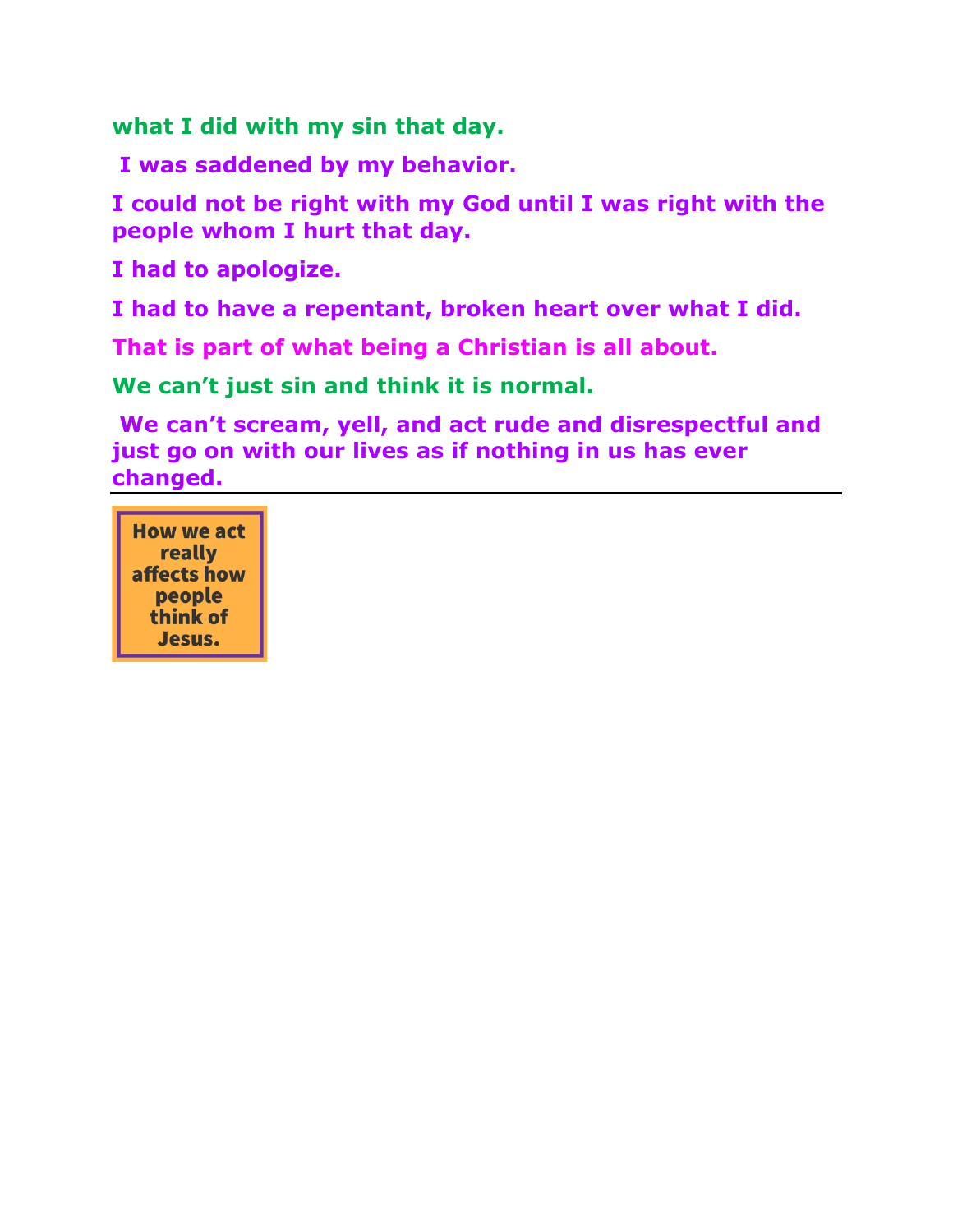**what I did with my sin that day.**

**I was saddened by my behavior.**

**I could not be right with my God until I was right with the people whom I hurt that day.**

**I had to apologize.**

**I had to have a repentant, broken heart over what I did.**

**That is part of what being a Christian is all about.**

**We can't just sin and think it is normal.**

**We can't scream, yell, and act rude and disrespectful and just go on with our lives as if nothing in us has ever changed.**

---

**How we act really affects how people think of Jesus.**